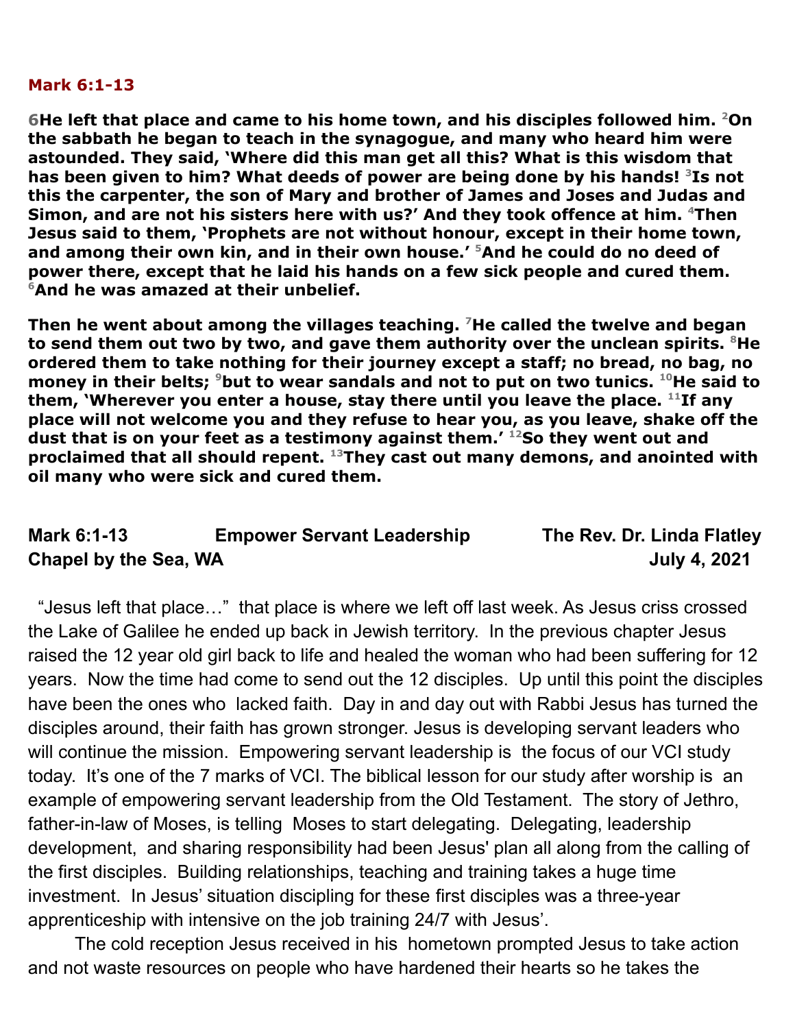**Mark 6:1-13**

**6He left that place and came to his home town, and his disciples followed him. [2]On the sabbath he began to teach in the synagogue, and many who heard him were astounded. They said, 'Where did this man get all this? What is this wisdom that has been given to him? What deeds of power are being done by his hands! [3]Is not this the carpenter, the son of Mary and brother of James and Joses and Judas and Simon, and are not his sisters here with us?' And they took offence at him. [4]Then Jesus said to them, 'Prophets are not without honour, except in their home town, and among their own kin, and in their own house.' [5]And he could do no deed of power there, except that he laid his hands on a few sick people and cured them. [6]And he was amazed at their unbelief.**

**Then he went about among the villages teaching. [7]He called the twelve and began to send them out two by two, and gave them authority over the unclean spirits. [8]He ordered them to take nothing for their journey except a staff; no bread, no bag, no money in their belts; [9]but to wear sandals and not to put on two tunics. [10]He said to them, 'Wherever you enter a house, stay there until you leave the place. [11]If any place will not welcome you and they refuse to hear you, as you leave, shake off the dust that is on your feet as a testimony against them.' [12]So they went out and proclaimed that all should repent. [13]They cast out many demons, and anointed with oil many who were sick and cured them.**

**Mark 6:1-13 Empower Servant Leadership The Rev. Dr. Linda Flatley**
**Chapel by the Sea, WA July 4, 2021**

"Jesus left that place…" that place is where we left off last week. As Jesus criss crossed the Lake of Galilee he ended up back in Jewish territory. In the previous chapter Jesus raised the 12 year old girl back to life and healed the woman who had been suffering for 12 years. Now the time had come to send out the 12 disciples. Up until this point the disciples have been the ones who lacked faith. Day in and day out with Rabbi Jesus has turned the disciples around, their faith has grown stronger. Jesus is developing servant leaders who will continue the mission. Empowering servant leadership is the focus of our VCI study today. It's one of the 7 marks of VCI. The biblical lesson for our study after worship is an example of empowering servant leadership from the Old Testament. The story of Jethro, father-in-law of Moses, is telling Moses to start delegating. Delegating, leadership development, and sharing responsibility had been Jesus' plan all along from the calling of the first disciples. Building relationships, teaching and training takes a huge time investment. In Jesus' situation discipling for these first disciples was a three-year apprenticeship with intensive on the job training 24/7 with Jesus'.

The cold reception Jesus received in his hometown prompted Jesus to take action and not waste resources on people who have hardened their hearts so he takes the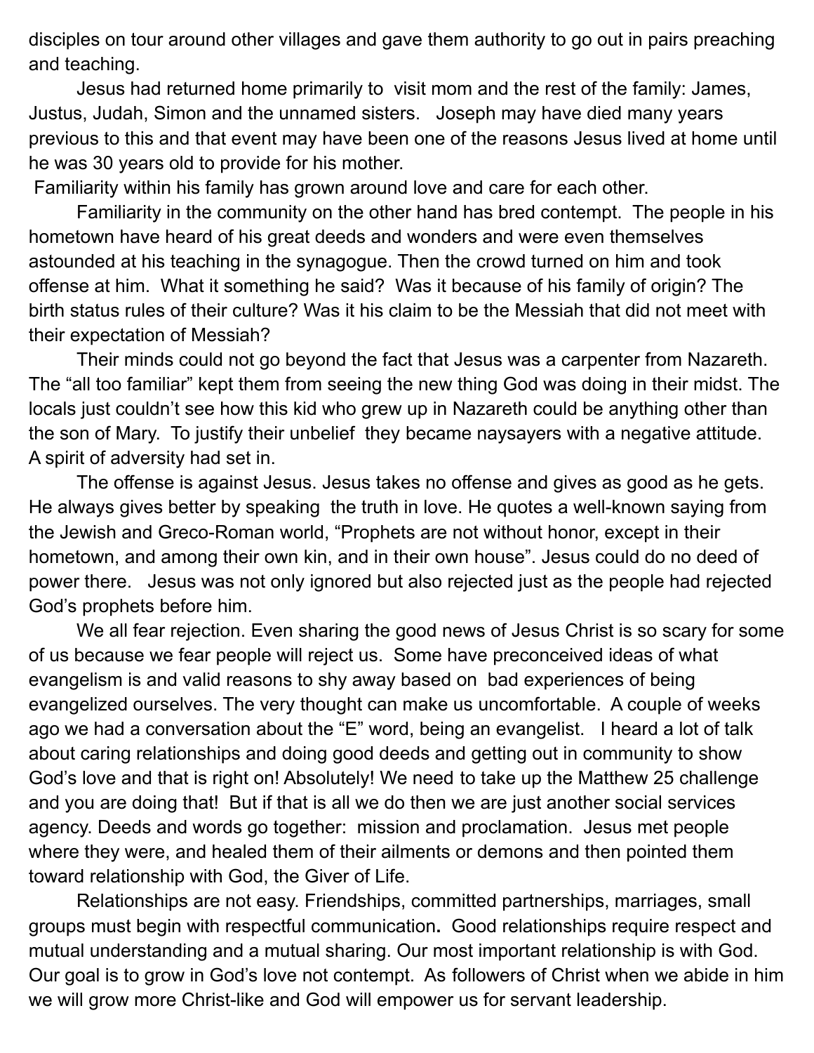disciples on tour around other villages and gave them authority to go out in pairs preaching and teaching.

Jesus had returned home primarily to visit mom and the rest of the family: James, Justus, Judah, Simon and the unnamed sisters. Joseph may have died many years previous to this and that event may have been one of the reasons Jesus lived at home until he was 30 years old to provide for his mother.

Familiarity within his family has grown around love and care for each other.

Familiarity in the community on the other hand has bred contempt. The people in his hometown have heard of his great deeds and wonders and were even themselves astounded at his teaching in the synagogue. Then the crowd turned on him and took offense at him. What it something he said? Was it because of his family of origin? The birth status rules of their culture? Was it his claim to be the Messiah that did not meet with their expectation of Messiah?

Their minds could not go beyond the fact that Jesus was a carpenter from Nazareth. The "all too familiar" kept them from seeing the new thing God was doing in their midst. The locals just couldn't see how this kid who grew up in Nazareth could be anything other than the son of Mary. To justify their unbelief they became naysayers with a negative attitude. A spirit of adversity had set in.

The offense is against Jesus. Jesus takes no offense and gives as good as he gets. He always gives better by speaking the truth in love. He quotes a well-known saying from the Jewish and Greco-Roman world, "Prophets are not without honor, except in their hometown, and among their own kin, and in their own house". Jesus could do no deed of power there. Jesus was not only ignored but also rejected just as the people had rejected God's prophets before him.

We all fear rejection. Even sharing the good news of Jesus Christ is so scary for some of us because we fear people will reject us. Some have preconceived ideas of what evangelism is and valid reasons to shy away based on bad experiences of being evangelized ourselves. The very thought can make us uncomfortable. A couple of weeks ago we had a conversation about the "E" word, being an evangelist. I heard a lot of talk about caring relationships and doing good deeds and getting out in community to show God's love and that is right on! Absolutely! We need to take up the Matthew 25 challenge and you are doing that! But if that is all we do then we are just another social services agency. Deeds and words go together: mission and proclamation. Jesus met people where they were, and healed them of their ailments or demons and then pointed them toward relationship with God, the Giver of Life.

Relationships are not easy. Friendships, committed partnerships, marriages, small groups must begin with respectful communication**.** Good relationships require respect and mutual understanding and a mutual sharing. Our most important relationship is with God. Our goal is to grow in God's love not contempt. As followers of Christ when we abide in him we will grow more Christ-like and God will empower us for servant leadership.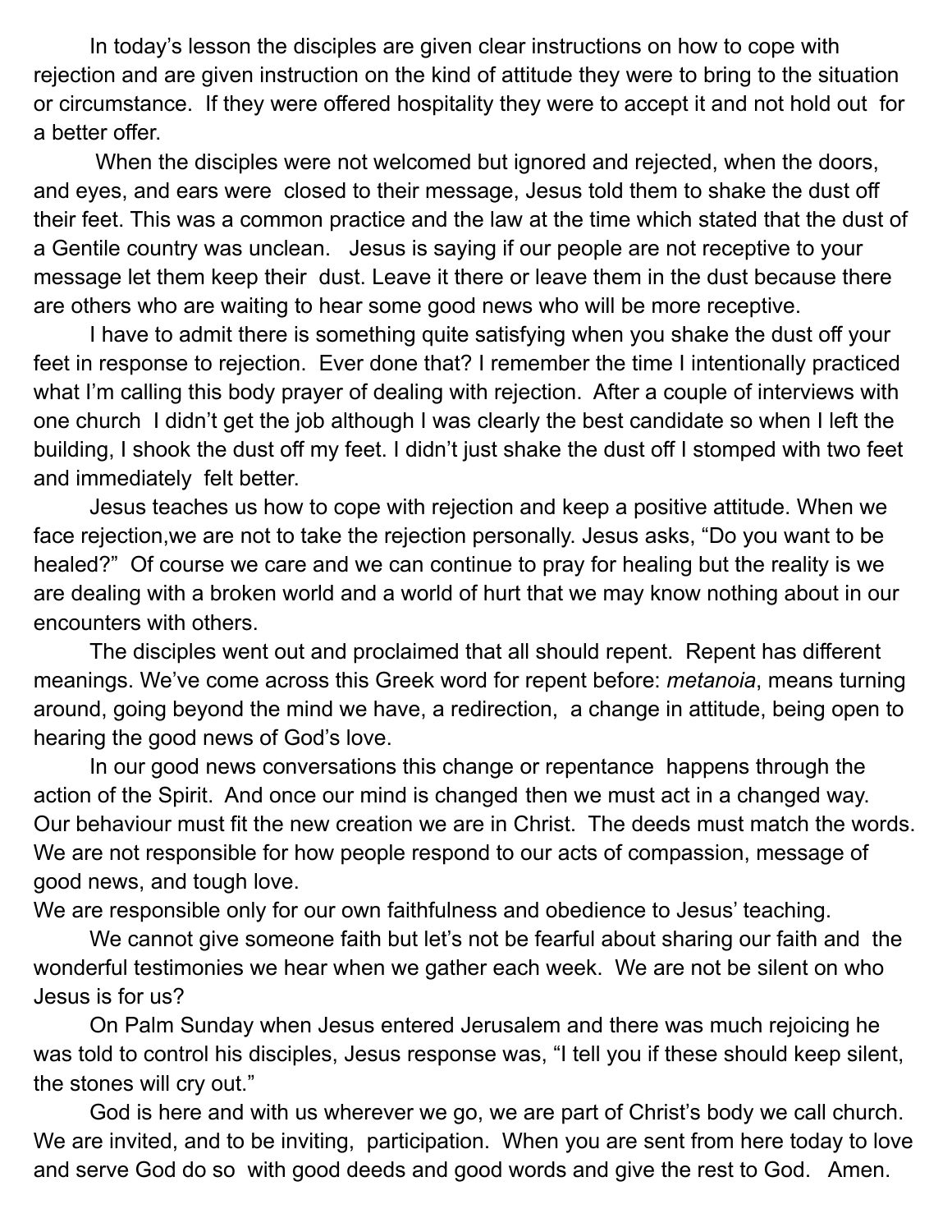In today's lesson the disciples are given clear instructions on how to cope with rejection and are given instruction on the kind of attitude they were to bring to the situation or circumstance. If they were offered hospitality they were to accept it and not hold out for a better offer.

When the disciples were not welcomed but ignored and rejected, when the doors, and eyes, and ears were closed to their message, Jesus told them to shake the dust off their feet. This was a common practice and the law at the time which stated that the dust of a Gentile country was unclean. Jesus is saying if our people are not receptive to your message let them keep their dust. Leave it there or leave them in the dust because there are others who are waiting to hear some good news who will be more receptive.

I have to admit there is something quite satisfying when you shake the dust off your feet in response to rejection. Ever done that? I remember the time I intentionally practiced what I'm calling this body prayer of dealing with rejection. After a couple of interviews with one church I didn't get the job although I was clearly the best candidate so when I left the building, I shook the dust off my feet. I didn't just shake the dust off I stomped with two feet and immediately felt better.

Jesus teaches us how to cope with rejection and keep a positive attitude. When we face rejection,we are not to take the rejection personally. Jesus asks, "Do you want to be healed?" Of course we care and we can continue to pray for healing but the reality is we are dealing with a broken world and a world of hurt that we may know nothing about in our encounters with others.

The disciples went out and proclaimed that all should repent. Repent has different meanings. We've come across this Greek word for repent before: *metanoia*, means turning around, going beyond the mind we have, a redirection, a change in attitude, being open to hearing the good news of God's love.

In our good news conversations this change or repentance happens through the action of the Spirit. And once our mind is changed then we must act in a changed way. Our behaviour must fit the new creation we are in Christ. The deeds must match the words. We are not responsible for how people respond to our acts of compassion, message of good news, and tough love.

We are responsible only for our own faithfulness and obedience to Jesus' teaching.

We cannot give someone faith but let's not be fearful about sharing our faith and the wonderful testimonies we hear when we gather each week. We are not be silent on who Jesus is for us?

On Palm Sunday when Jesus entered Jerusalem and there was much rejoicing he was told to control his disciples, Jesus response was, "I tell you if these should keep silent, the stones will cry out."

God is here and with us wherever we go, we are part of Christ's body we call church. We are invited, and to be inviting, participation. When you are sent from here today to love and serve God do so with good deeds and good words and give the rest to God. Amen.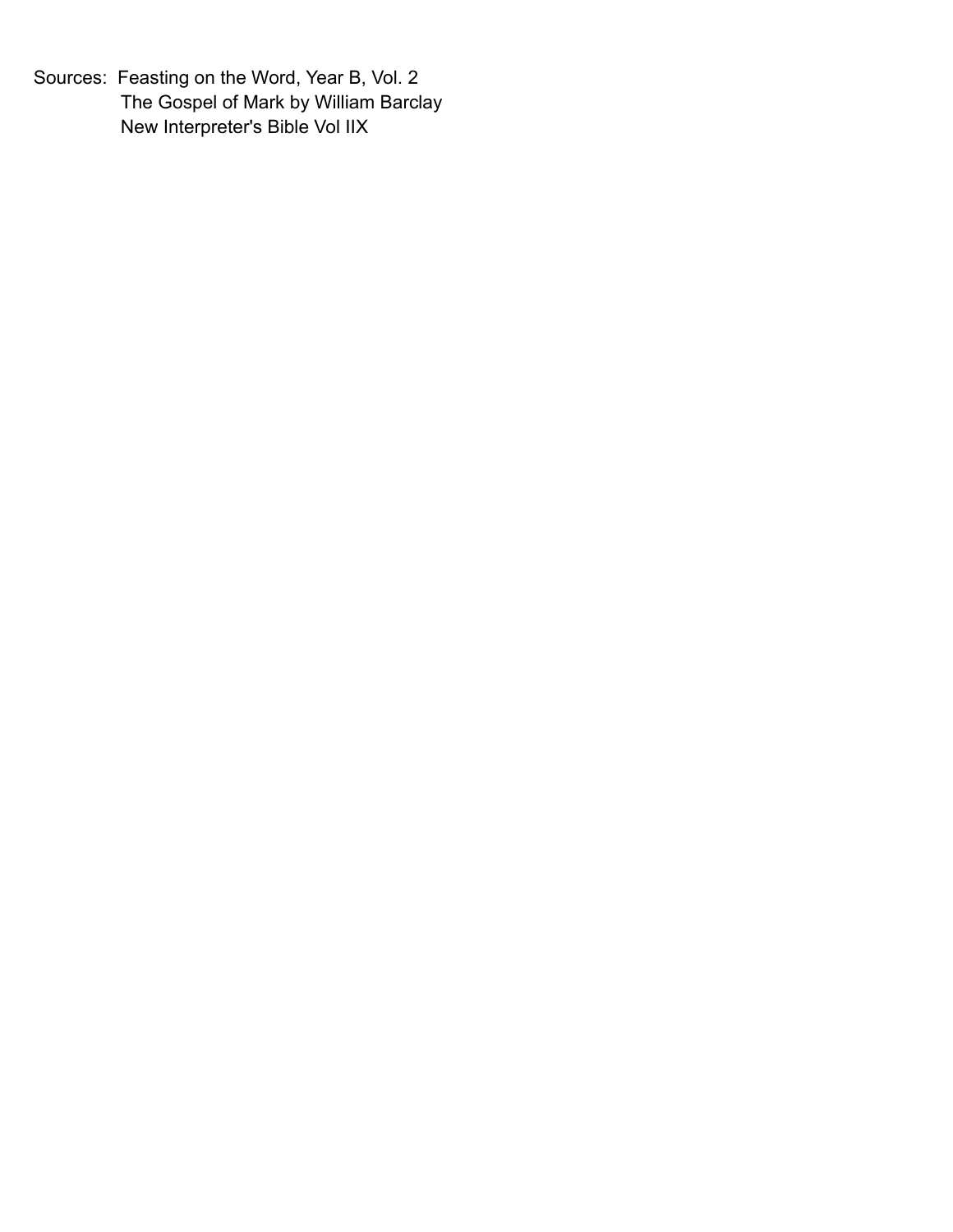Sources: Feasting on the Word, Year B, Vol. 2
The Gospel of Mark by William Barclay
New Interpreter's Bible Vol IIX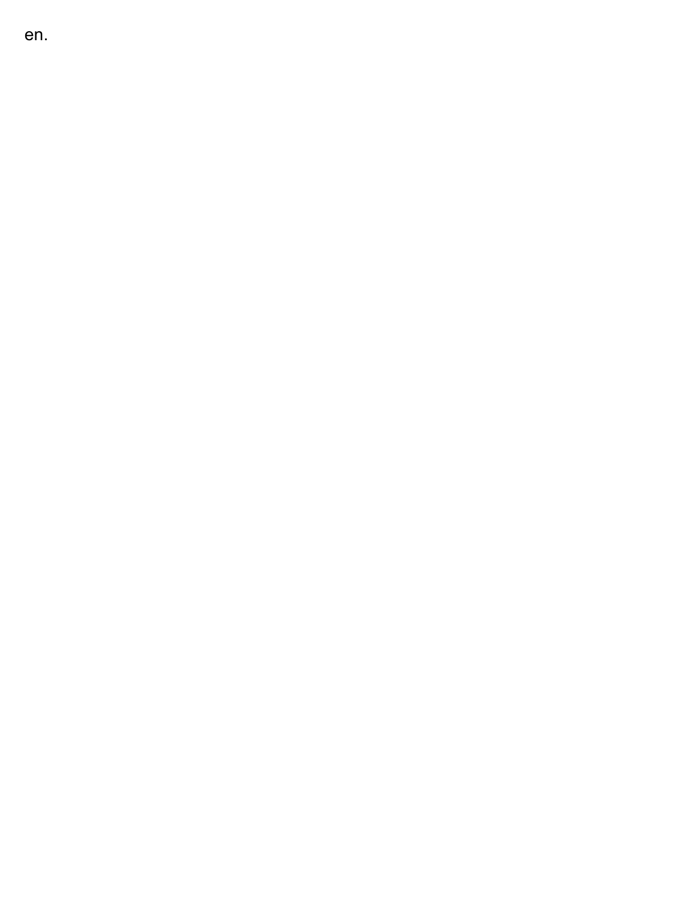en.